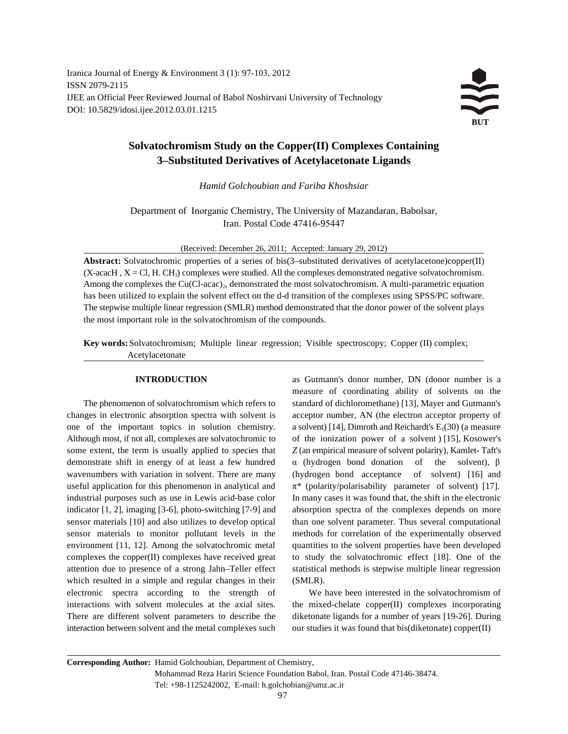Iranica Journal of Energy & Environment 3 (1): 97-103, 2012
ISSN 2079-2115
IJEE an Official Peer Reviewed Journal of Babol Noshirvani University of Technology
DOI: 10.5829/idosi.ijee.2012.03.01.1215

# Solvatochromism Study on the Copper(II) Complexes Containing 3–Substituted Derivatives of Acetylacetonate Ligands

*Hamid Golchoubian and Fariba Khoshsiar*

Department of Inorganic Chemistry, The University of Mazandaran, Babolsar, Iran. Postal Code 47416-95447

(Received: December 26, 2011; Accepted: January 29, 2012)

**Abstract:** Solvatochromic properties of a series of bis(3–substituted derivatives of acetylacetone)copper(II) (X-acacH , X = Cl, H. $CH_3$) complexes were studied. All the complexes demonstrated negative solvatochromism. Among the complexes the $Cu(Cl\text{-}acac)_2$, demonstrated the most solvatochromism. A multi-parametric equation has been utilized to explain the solvent effect on the d-d transition of the complexes using SPSS/PC software. The stepwise multiple linear regression (SMLR) method demonstrated that the donor power of the solvent plays the most important role in the solvatochromism of the compounds.

**Key words:** Solvatochromism; Multiple linear regression; Visible spectroscopy; Copper (II) complex; Acetylacetonate

## INTRODUCTION

The phenomenon of solvatochromism which refers to changes in electronic absorption spectra with solvent is one of the important topics in solution chemistry. Although most, if not all, complexes are solvatochromic to some extent, the term is usually applied to species that demonstrate shift in energy of at least a few hundred wavenumbers with variation in solvent. There are many useful application for this phenomenon in analytical and industrial purposes such as use in Lewis acid-base color indicator [1, 2], imaging [3-6], photo-switching [7-9] and sensor materials [10] and also utilizes to develop optical sensor materials to monitor pollutant levels in the environment [11, 12]. Among the solvatochromic metal complexes the copper(II) complexes have received great attention due to presence of a strong Jahn–Teller effect which resulted in a simple and regular changes in their electronic spectra according to the strength of interactions with solvent molecules at the axial sites. There are different solvent parameters to describe the interaction between solvent and the metal complexes such as Gutmann's donor number, DN (donor number is a measure of coordinating ability of solvents on the standard of dichloromethane) [13], Mayer and Gutmann's acceptor number, AN (the electron acceptor property of a solvent) [14], Dimroth and Reichardt's $E_T(30)$ (a measure of the ionization power of a solvent ) [15], Kosower's *Z* (an empirical measure of solvent polarity), Kamlet- Taft's $\alpha$ (hydrogen bond donation of the solvent), $\beta$ (hydrogen bond acceptance of solvent) [16] and $\pi^*$ (polarity/polarisability parameter of solvent) [17]. In many cases it was found that, the shift in the electronic absorption spectra of the complexes depends on more than one solvent parameter. Thus several computational methods for correlation of the experimentally observed quantities to the solvent properties have been developed to study the solvatochromic effect [18]. One of the statistical methods is stepwise multiple linear regression (SMLR).

We have been interested in the solvatochromism of the mixed-chelate copper(II) complexes incorporating diketonate ligands for a number of years [19-26]. During our studies it was found that bis(diketonate) copper(II)

**Corresponding Author:** Hamid Golchoubian, Department of Chemistry, Mohammad Reza Hariri Science Foundation Babol, Iran. Postal Code 47146-38474. Tel: +98-1125242002, E-mail: h.golchobian@umz.ac.ir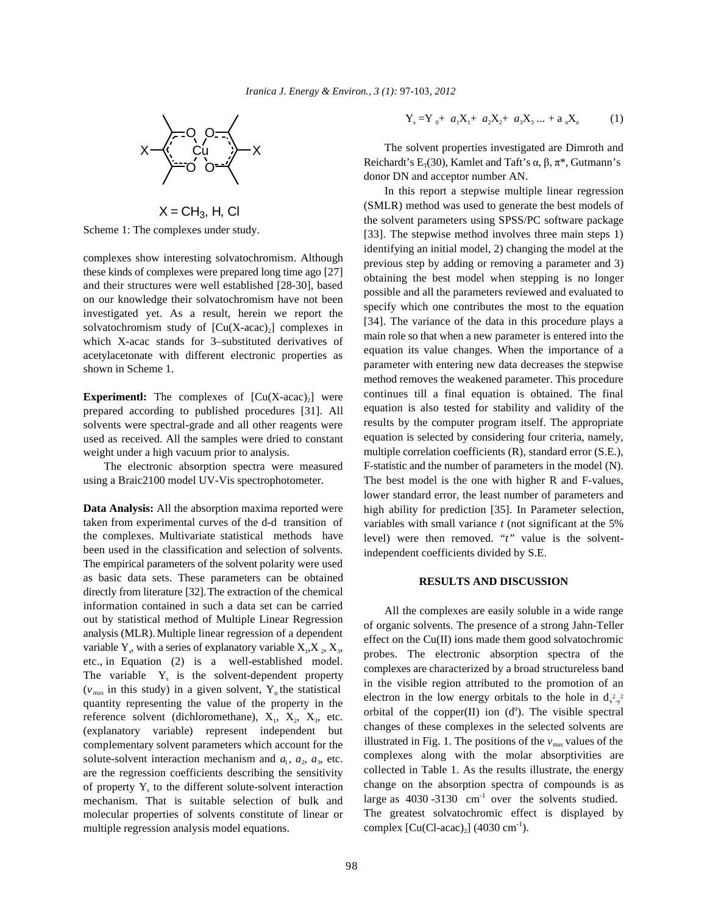X = $CH_3$, H, Cl

Scheme 1: The complexes under study.

complexes show interesting solvatochromism. Although these kinds of complexes were prepared long time ago [27] and their structures were well established [28-30], based on our knowledge their solvatochromism have not been investigated yet. As a result, herein we report the solvatochromism study of $[Cu(X\text{-}acac)_2]$ complexes in which X-acac stands for 3–substituted derivatives of acetylacetonate with different electronic properties as shown in Scheme 1.

**Experimentl:** The complexes of $[Cu(X\text{-}acac)_2]$ were prepared according to published procedures [31]. All solvents were spectral-grade and all other reagents were used as received. All the samples were dried to constant weight under a high vacuum prior to analysis.

The electronic absorption spectra were measured using a Braic2100 model UV-Vis spectrophotometer.

**Data Analysis:** All the absorption maxima reported were taken from experimental curves of the d-d transition of the complexes. Multivariate statistical methods have been used in the classification and selection of solvents. The empirical parameters of the solvent polarity were used as basic data sets. These parameters can be obtained directly from literature [32]. The extraction of the chemical information contained in such a data set can be carried out by statistical method of Multiple Linear Regression analysis (MLR). Multiple linear regression of a dependent variable $Y_s$, with a series of explanatory variable $X_1$, $X_2$, $X_3$, etc., in Equation (2) is a well-established model. The variable $Y_s$ is the solvent-dependent property ($\nu_{max}$ in this study) in a given solvent, $Y_o$ the statistical quantity representing the value of the property in the reference solvent (dichloromethane), $X_1$, $X_2$, $X_3$, etc. (explanatory variable) represent independent but complementary solvent parameters which account for the solute-solvent interaction mechanism and $a_1$, $a_2$, $a_3$, etc. are the regression coefficients describing the sensitivity of property $Y_s$ to the different solute-solvent interaction mechanism. That is suitable selection of bulk and molecular properties of solvents constitute of linear or multiple regression analysis model equations.

$$Y_s = Y_0 + a_1X_1 + a_2X_2 + a_3X_3 \ldots + a_nX_n \qquad (1)$$

The solvent properties investigated are Dimroth and Reichardt's $E_T(30)$, Kamlet and Taft's α, β, π*, Gutmann's donor DN and acceptor number AN.

In this report a stepwise multiple linear regression (SMLR) method was used to generate the best models of the solvent parameters using SPSS/PC software package [33]. The stepwise method involves three main steps 1) identifying an initial model, 2) changing the model at the previous step by adding or removing a parameter and 3) obtaining the best model when stepping is no longer possible and all the parameters reviewed and evaluated to specify which one contributes the most to the equation [34]. The variance of the data in this procedure plays a main role so that when a new parameter is entered into the equation its value changes. When the importance of a parameter with entering new data decreases the stepwise method removes the weakened parameter. This procedure continues till a final equation is obtained. The final equation is also tested for stability and validity of the results by the computer program itself. The appropriate equation is selected by considering four criteria, namely, multiple correlation coefficients (R), standard error (S.E.), F-statistic and the number of parameters in the model (N). The best model is the one with higher R and F-values, lower standard error, the least number of parameters and high ability for prediction [35]. In Parameter selection, variables with small variance *t* (not significant at the 5% level) were then removed. "*t*" value is the solvent-independent coefficients divided by S.E.

## RESULTS AND DISCUSSION

All the complexes are easily soluble in a wide range of organic solvents. The presence of a strong Jahn-Teller effect on the Cu(II) ions made them good solvatochromic probes. The electronic absorption spectra of the complexes are characterized by a broad structureless band in the visible region attributed to the promotion of an electron in the low energy orbitals to the hole in $d_{x^2-y^2}$ orbital of the copper(II) ion ($d^9$). The visible spectral changes of these complexes in the selected solvents are illustrated in Fig. 1. The positions of the $\nu_{max}$ values of the complexes along with the molar absorptivities are collected in Table 1. As the results illustrate, the energy change on the absorption spectra of compounds is as large as 4030 -3130 $cm^{-1}$ over the solvents studied. The greatest solvatochromic effect is displayed by complex $[Cu(Cl\text{-}acac)_2]$ (4030 $cm^{-1}$).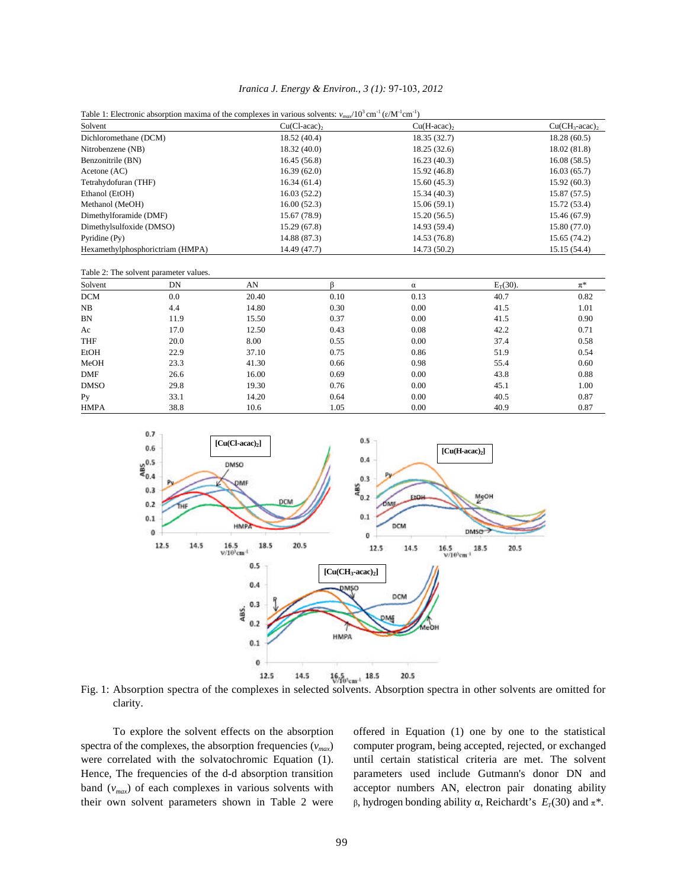Table 1: Electronic absorption maxima of the complexes in various solvents: $v_{max}/10^3$ cm$^{-1}$ ($\varepsilon$/M$^{-1}$cm$^{-1}$)

| Solvent | Cu(Cl-acac)$_2$ | Cu(H-acac)$_2$ | Cu(CH$_3$-acac)$_2$ |
|---|---|---|---|
| Dichloromethane (DCM) | 18.52 (40.4) | 18.35 (32.7) | 18.28 (60.5) |
| Nitrobenzene (NB) | 18.32 (40.0) | 18.25 (32.6) | 18.02 (81.8) |
| Benzonitrile (BN) | 16.45 (56.8) | 16.23 (40.3) | 16.08 (58.5) |
| Acetone (AC) | 16.39 (62.0) | 15.92 (46.8) | 16.03 (65.7) |
| Tetrahydofuran (THF) | 16.34 (61.4) | 15.60 (45.3) | 15.92 (60.3) |
| Ethanol (EtOH) | 16.03 (52.2) | 15.34 (40.3) | 15.87 (57.5) |
| Methanol (MeOH) | 16.00 (52.3) | 15.06 (59.1) | 15.72 (53.4) |
| Dimethylforamide (DMF) | 15.67 (78.9) | 15.20 (56.5) | 15.46 (67.9) |
| Dimethylsulfoxide (DMSO) | 15.29 (67.8) | 14.93 (59.4) | 15.80 (77.0) |
| Pyridine (Py) | 14.88 (87.3) | 14.53 (76.8) | 15.65 (74.2) |
| Hexamethylphosphorictriam (HMPA) | 14.49 (47.7) | 14.73 (50.2) | 15.15 (54.4) |

Table 2: The solvent parameter values.

| Solvent | DN | AN | β | α | $E_T$(30). | π* |
|---|---|---|---|---|---|---|
| DCM | 0.0 | 20.40 | 0.10 | 0.13 | 40.7 | 0.82 |
| NB | 4.4 | 14.80 | 0.30 | 0.00 | 41.5 | 1.01 |
| BN | 11.9 | 15.50 | 0.37 | 0.00 | 41.5 | 0.90 |
| Ac | 17.0 | 12.50 | 0.43 | 0.08 | 42.2 | 0.71 |
| THF | 20.0 | 8.00 | 0.55 | 0.00 | 37.4 | 0.58 |
| EtOH | 22.9 | 37.10 | 0.75 | 0.86 | 51.9 | 0.54 |
| MeOH | 23.3 | 41.30 | 0.66 | 0.98 | 55.4 | 0.60 |
| DMF | 26.6 | 16.00 | 0.69 | 0.00 | 43.8 | 0.88 |
| DMSO | 29.8 | 19.30 | 0.76 | 0.00 | 45.1 | 1.00 |
| Py | 33.1 | 14.20 | 0.64 | 0.00 | 40.5 | 0.87 |
| HMPA | 38.8 | 10.6 | 1.05 | 0.00 | 40.9 | 0.87 |

Fig. 1: Absorption spectra of the complexes in selected solvents. Absorption spectra in other solvents are omitted for clarity.

To explore the solvent effects on the absorption spectra of the complexes, the absorption frequencies ($v_{max}$) were correlated with the solvatochromic Equation (1). Hence, The frequencies of the d-d absorption transition band ($v_{max}$) of each complexes in various solvents with their own solvent parameters shown in Table 2 were offered in Equation (1) one by one to the statistical computer program, being accepted, rejected, or exchanged until certain statistical criteria are met. The solvent parameters used include Gutmann's donor DN and acceptor numbers AN, electron pair donating ability β, hydrogen bonding ability α, Reichardt's $E_T$(30) and π*.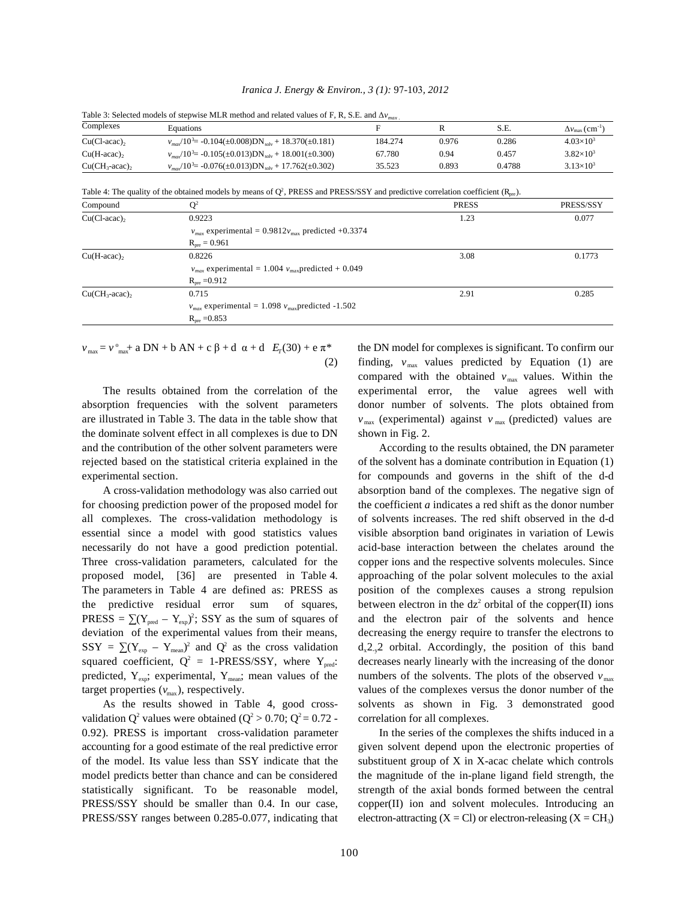Table 3: Selected models of stepwise MLR method and related values of F, R, S.E. and $\Delta v_{max}$.

| Complexes | Equations | F | R | S.E. | $\Delta v_{max}$ ($cm^{-1}$) |
|---|---|---|---|---|---|
| $Cu(Cl\text{-}acac)_2$ | $v_{max}/10^3$= -0.104(±0.008)$DN_{solv}$ + 18.370(±0.181) | 184.274 | 0.976 | 0.286 | $4.03\times10^3$ |
| $Cu(H\text{-}acac)_2$ | $v_{max}/10^3$= -0.105(±0.013)$DN_{solv}$ + 18.001(±0.300) | 67.780 | 0.94 | 0.457 | $3.82\times10^3$ |
| $Cu(CH_3\text{-}acac)_2$ | $v_{max}/10^3$= -0.076(±0.013)$DN_{solv}$ + 17.762(±0.302) | 35.523 | 0.893 | 0.4788 | $3.13\times10^3$ |

Table 4: The quality of the obtained models by means of $Q^2$, PRESS and PRESS/SSY and predictive correlation coefficient ($R_{pre}$).

| Compound | $Q^2$ | PRESS | PRESS/SSY |
|---|---|---|---|
| $Cu(Cl\text{-}acac)_2$ | 0.9223<br>$v_{max}$ experimental = 0.9812$v_{max}$ predicted +0.3374<br>$R_{pre}$ = 0.961 | 1.23 | 0.077 |
| $Cu(H\text{-}acac)_2$ | 0.8226<br>$v_{max}$ experimental = 1.004 $v_{max}$predicted + 0.049<br>$R_{pre}$ =0.912 | 3.08 | 0.1773 |
| $Cu(CH_3\text{-}acac)_2$ | 0.715<br>$v_{max}$ experimental = 1.098 $v_{max}$predicted -1.502<br>$R_{pre}$ =0.853 | 2.91 | 0.285 |

$$v_{max} = v^{o}_{max} + a\ DN + b\ AN + c\ \beta + d\ \alpha + d\ E_T(30) + e\ \pi^* \qquad (2)$$

The results obtained from the correlation of the absorption frequencies with the solvent parameters are illustrated in Table 3. The data in the table show that the dominate solvent effect in all complexes is due to DN and the contribution of the other solvent parameters were rejected based on the statistical criteria explained in the experimental section.

A cross-validation methodology was also carried out for choosing prediction power of the proposed model for all complexes. The cross-validation methodology is essential since a model with good statistics values necessarily do not have a good prediction potential. Three cross-validation parameters, calculated for the proposed model, [36] are presented in Table 4. The parameters in Table 4 are defined as: PRESS as the predictive residual error sum of squares, PRESS = $\sum(Y_{pred} - Y_{exp})^2$; SSY as the sum of squares of deviation of the experimental values from their means, SSY = $\sum(Y_{exp} - Y_{mean})^2$ and $Q^2$ as the cross validation squared coefficient, $Q^2$ = 1-PRESS/SSY, where $Y_{pred}$: predicted, $Y_{exp}$; experimental, $Y_{mean}$; mean values of the target properties ($v_{max}$), respectively.

As the results showed in Table 4, good cross-validation $Q^2$ values were obtained ($Q^2 > 0.70$; $Q^2 = 0.72$ - 0.92). PRESS is important cross-validation parameter accounting for a good estimate of the real predictive error of the model. Its value less than SSY indicate that the model predicts better than chance and can be considered statistically significant. To be reasonable model, PRESS/SSY should be smaller than 0.4. In our case, PRESS/SSY ranges between 0.285-0.077, indicating that the DN model for complexes is significant. To confirm our finding, $v_{max}$ values predicted by Equation (1) are compared with the obtained $v_{max}$ values. Within the experimental error, the value agrees well with donor number of solvents. The plots obtained from $v_{max}$ (experimental) against $v_{max}$ (predicted) values are shown in Fig. 2.

According to the results obtained, the DN parameter of the solvent has a dominate contribution in Equation (1) for compounds and governs in the shift of the d-d absorption band of the complexes. The negative sign of the coefficient *a* indicates a red shift as the donor number of solvents increases. The red shift observed in the d-d visible absorption band originates in variation of Lewis acid-base interaction between the chelates around the copper ions and the respective solvents molecules. Since approaching of the polar solvent molecules to the axial position of the complexes causes a strong repulsion between electron in the $dz^2$ orbital of the copper(II) ions and the electron pair of the solvents and hence decreasing the energy require to transfer the electrons to $d_{x^2-y^2}$ orbital. Accordingly, the position of this band decreases nearly linearly with the increasing of the donor numbers of the solvents. The plots of the observed $v_{max}$ values of the complexes versus the donor number of the solvents as shown in Fig. 3 demonstrated good correlation for all complexes.

In the series of the complexes the shifts induced in a given solvent depend upon the electronic properties of substituent group of X in X-acac chelate which controls the magnitude of the in-plane ligand field strength, the strength of the axial bonds formed between the central copper(II) ion and solvent molecules. Introducing an electron-attracting (X = Cl) or electron-releasing (X = $CH_3$)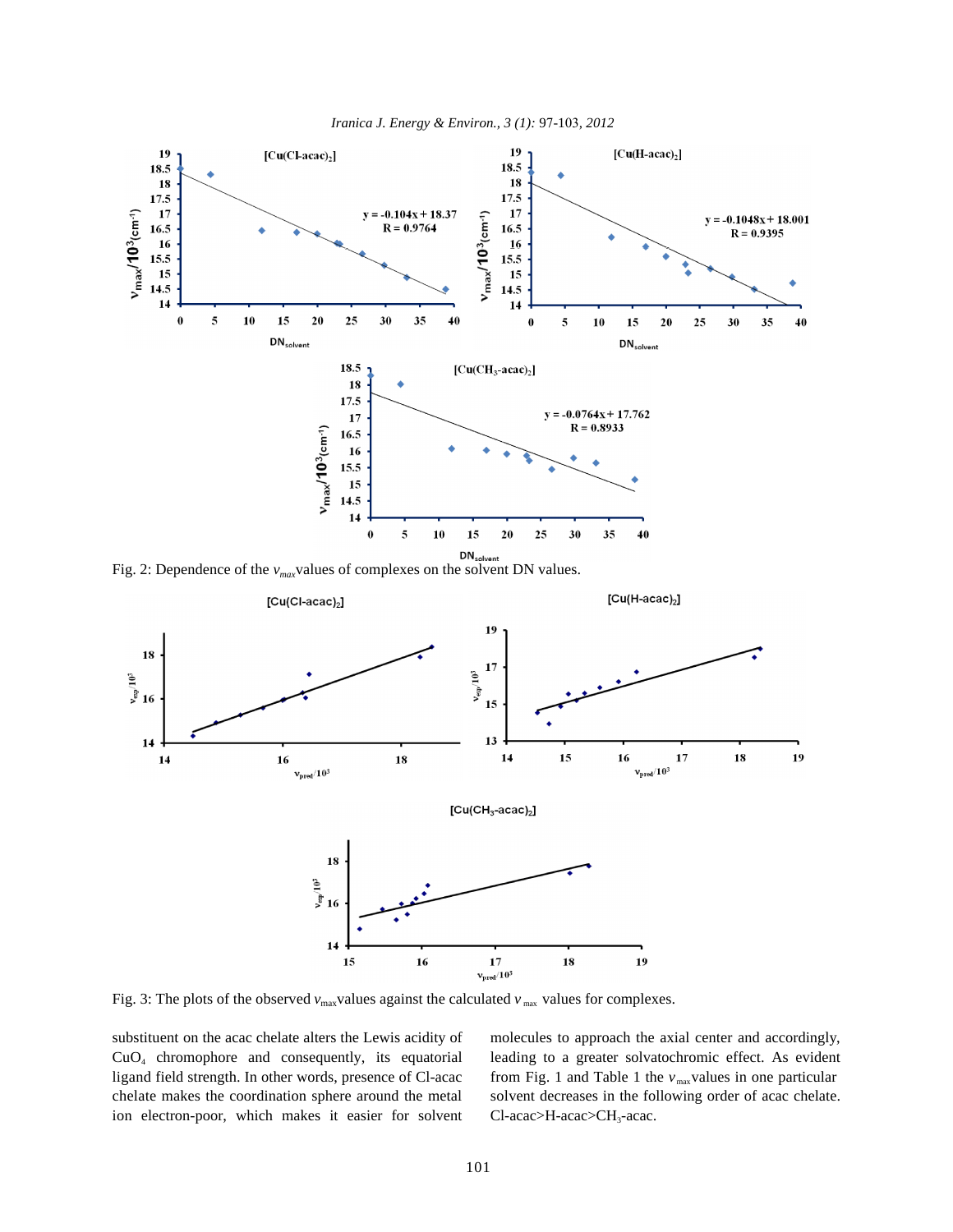Fig. 2: Dependence of the $v_{max}$ values of complexes on the solvent DN values.

Fig. 3: The plots of the observed $v_{max}$ values against the calculated $v_{max}$ values for complexes.

substituent on the acac chelate alters the Lewis acidity of $CuO_4$ chromophore and consequently, its equatorial ligand field strength. In other words, presence of Cl-acac chelate makes the coordination sphere around the metal ion electron-poor, which makes it easier for solvent molecules to approach the axial center and accordingly, leading to a greater solvatochromic effect. As evident from Fig. 1 and Table 1 the $v_{max}$ values in one particular solvent decreases in the following order of acac chelate. Cl-acac>H-acac>$CH_3$-acac.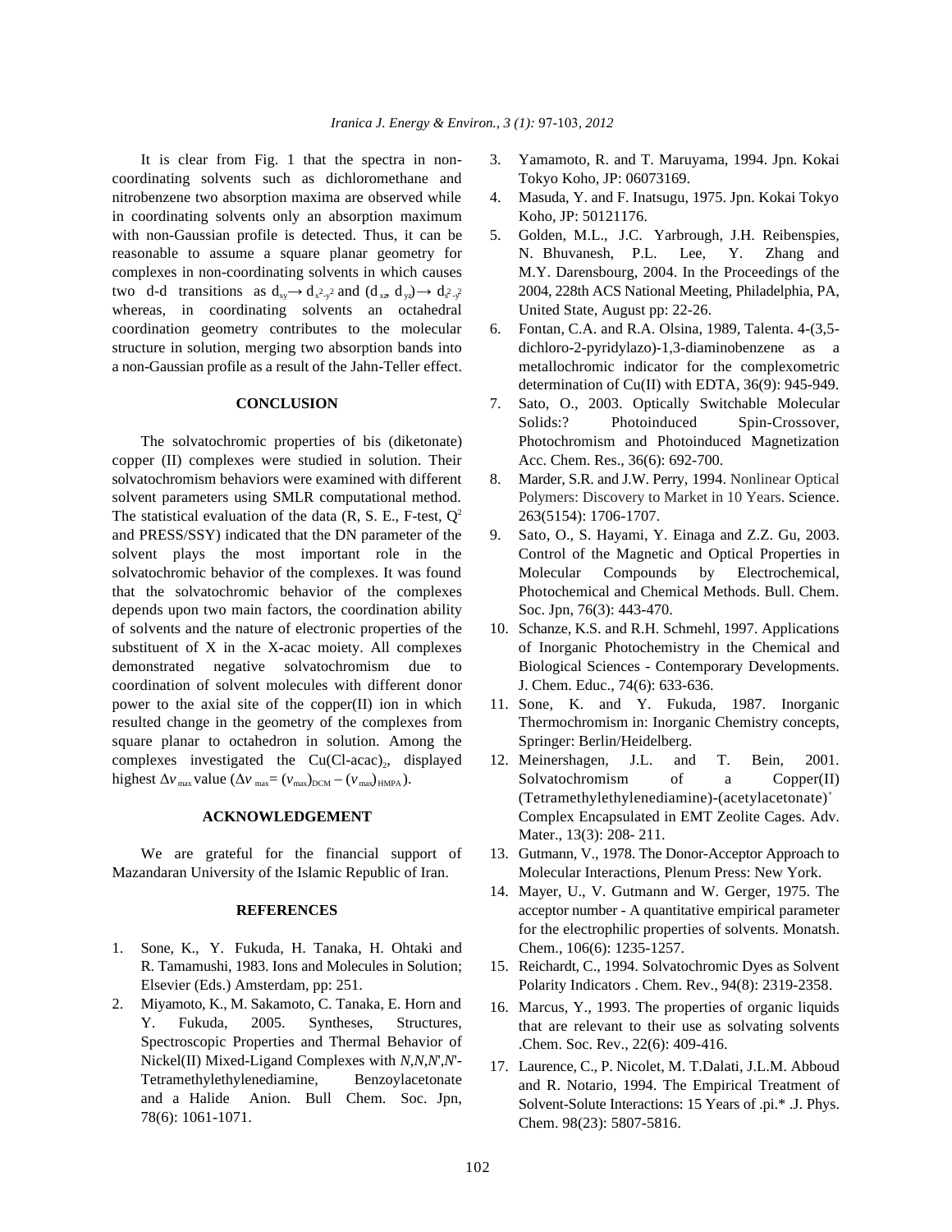It is clear from Fig. 1 that the spectra in non-coordinating solvents such as dichloromethane and nitrobenzene two absorption maxima are observed while in coordinating solvents only an absorption maximum with non-Gaussian profile is detected. Thus, it can be reasonable to assume a square planar geometry for complexes in non-coordinating solvents in which causes two d-d transitions as $d_{xy} \rightarrow d_{x^2-y^2}$ and $(d_{xz}, d_{yz}) \rightarrow d_{x^2-y^2}$ whereas, in coordinating solvents an octahedral coordination geometry contributes to the molecular structure in solution, merging two absorption bands into a non-Gaussian profile as a result of the Jahn-Teller effect.

## CONCLUSION

The solvatochromic properties of bis (diketonate) copper (II) complexes were studied in solution. Their solvatochromism behaviors were examined with different solvent parameters using SMLR computational method. The statistical evaluation of the data (R, S. E., F-test, $Q^2$ and PRESS/SSY) indicated that the DN parameter of the solvent plays the most important role in the solvatochromic behavior of the complexes. It was found that the solvatochromic behavior of the complexes depends upon two main factors, the coordination ability of solvents and the nature of electronic properties of the substituent of X in the X-acac moiety. All complexes demonstrated negative solvatochromism due to coordination of solvent molecules with different donor power to the axial site of the copper(II) ion in which resulted change in the geometry of the complexes from square planar to octahedron in solution. Among the complexes investigated the $Cu(Cl\text{-}acac)_2$, displayed highest $\Delta\nu_{max}$ value ($\Delta\nu_{max} = (\nu_{max})_{DCM} - (\nu_{max})_{HMPA}$).

## ACKNOWLEDGEMENT

We are grateful for the financial support of Mazandaran University of the Islamic Republic of Iran.

## REFERENCES

1. Sone, K., Y. Fukuda, H. Tanaka, H. Ohtaki and R. Tamamushi, 1983. Ions and Molecules in Solution; Elsevier (Eds.) Amsterdam, pp: 251.
2. Miyamoto, K., M. Sakamoto, C. Tanaka, E. Horn and Y. Fukuda, 2005. Syntheses, Structures, Spectroscopic Properties and Thermal Behavior of Nickel(II) Mixed-Ligand Complexes with *N*,*N*,*N'*,*N'*-Tetramethylethylenediamine, Benzoylacetonate and a Halide Anion. Bull Chem. Soc. Jpn, 78(6): 1061-1071.
3. Yamamoto, R. and T. Maruyama, 1994. Jpn. Kokai Tokyo Koho, JP: 06073169.
4. Masuda, Y. and F. Inatsugu, 1975. Jpn. Kokai Tokyo Koho, JP: 50121176.
5. Golden, M.L., J.C. Yarbrough, J.H. Reibenspies, N. Bhuvanesh, P.L. Lee, Y. Zhang and M.Y. Darensbourg, 2004. In the Proceedings of the 2004, 228th ACS National Meeting, Philadelphia, PA, United State, August pp: 22-26.
6. Fontan, C.A. and R.A. Olsina, 1989, Talenta. 4-(3,5-dichloro-2-pyridylazo)-1,3-diaminobenzene as a metallochromic indicator for the complexometric determination of Cu(II) with EDTA, 36(9): 945-949.
7. Sato, O., 2003. Optically Switchable Molecular Solids:? Photoinduced Spin-Crossover, Photochromism and Photoinduced Magnetization Acc. Chem. Res., 36(6): 692-700.
8. Marder, S.R. and J.W. Perry, 1994. Nonlinear Optical Polymers: Discovery to Market in 10 Years. Science. 263(5154): 1706-1707.
9. Sato, O., S. Hayami, Y. Einaga and Z.Z. Gu, 2003. Control of the Magnetic and Optical Properties in Molecular Compounds by Electrochemical, Photochemical and Chemical Methods. Bull. Chem. Soc. Jpn, 76(3): 443-470.
10. Schanze, K.S. and R.H. Schmehl, 1997. Applications of Inorganic Photochemistry in the Chemical and Biological Sciences - Contemporary Developments. J. Chem. Educ., 74(6): 633-636.
11. Sone, K. and Y. Fukuda, 1987. Inorganic Thermochromism in: Inorganic Chemistry concepts, Springer: Berlin/Heidelberg.
12. Meinershagen, J.L. and T. Bein, 2001. Solvatochromism of a Copper(II) (Tetramethylethylenediamine)-(acetylacetonate)$^+$ Complex Encapsulated in EMT Zeolite Cages. Adv. Mater., 13(3): 208- 211.
13. Gutmann, V., 1978. The Donor-Acceptor Approach to Molecular Interactions, Plenum Press: New York.
14. Mayer, U., V. Gutmann and W. Gerger, 1975. The acceptor number - A quantitative empirical parameter for the electrophilic properties of solvents. Monatsh. Chem., 106(6): 1235-1257.
15. Reichardt, C., 1994. Solvatochromic Dyes as Solvent Polarity Indicators . Chem. Rev., 94(8): 2319-2358.
16. Marcus, Y., 1993. The properties of organic liquids that are relevant to their use as solvating solvents .Chem. Soc. Rev., 22(6): 409-416.
17. Laurence, C., P. Nicolet, M. T.Dalati, J.L.M. Abboud and R. Notario, 1994. The Empirical Treatment of Solvent-Solute Interactions: 15 Years of .pi.* .J. Phys. Chem. 98(23): 5807-5816.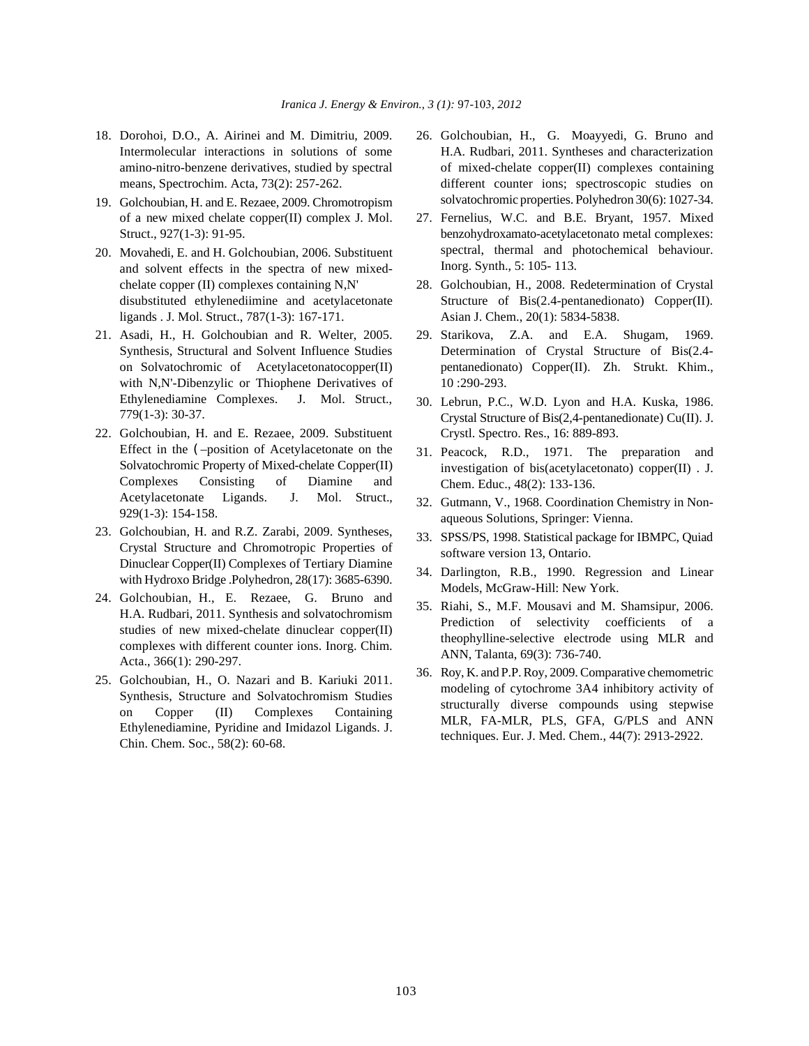18. Dorohoi, D.O., A. Airinei and M. Dimitriu, 2009. Intermolecular interactions in solutions of some amino-nitro-benzene derivatives, studied by spectral means, Spectrochim. Acta, 73(2): 257-262.
19. Golchoubian, H. and E. Rezaee, 2009. Chromotropism of a new mixed chelate copper(II) complex J. Mol. Struct., 927(1-3): 91-95.
20. Movahedi, E. and H. Golchoubian, 2006. Substituent and solvent effects in the spectra of new mixed-chelate copper (II) complexes containing N,N' disubstituted ethylenediimine and acetylacetonate ligands . J. Mol. Struct., 787(1-3): 167-171.
21. Asadi, H., H. Golchoubian and R. Welter, 2005. Synthesis, Structural and Solvent Influence Studies on Solvatochromic of Acetylacetonatocopper(II) with N,N'-Dibenzylic or Thiophene Derivatives of Ethylenediamine Complexes. J. Mol. Struct., 779(1-3): 30-37.
22. Golchoubian, H. and E. Rezaee, 2009. Substituent Effect in the (–position of Acetylacetonate on the Solvatochromic Property of Mixed-chelate Copper(II) Complexes Consisting of Diamine and Acetylacetonate Ligands. J. Mol. Struct., 929(1-3): 154-158.
23. Golchoubian, H. and R.Z. Zarabi, 2009. Syntheses, Crystal Structure and Chromotropic Properties of Dinuclear Copper(II) Complexes of Tertiary Diamine with Hydroxo Bridge .Polyhedron, 28(17): 3685-6390.
24. Golchoubian, H., E. Rezaee, G. Bruno and H.A. Rudbari, 2011. Synthesis and solvatochromism studies of new mixed-chelate dinuclear copper(II) complexes with different counter ions. Inorg. Chim. Acta., 366(1): 290-297.
25. Golchoubian, H., O. Nazari and B. Kariuki 2011. Synthesis, Structure and Solvatochromism Studies on Copper (II) Complexes Containing Ethylenediamine, Pyridine and Imidazol Ligands. J. Chin. Chem. Soc., 58(2): 60-68.
26. Golchoubian, H., G. Moayyedi, G. Bruno and H.A. Rudbari, 2011. Syntheses and characterization of mixed-chelate copper(II) complexes containing different counter ions; spectroscopic studies on solvatochromic properties. Polyhedron 30(6): 1027-34.
27. Fernelius, W.C. and B.E. Bryant, 1957. Mixed benzohydroxamato-acetylacetonato metal complexes: spectral, thermal and photochemical behaviour. Inorg. Synth., 5: 105- 113.
28. Golchoubian, H., 2008. Redetermination of Crystal Structure of Bis(2.4-pentanedionato) Copper(II). Asian J. Chem., 20(1): 5834-5838.
29. Starikova, Z.A. and E.A. Shugam, 1969. Determination of Crystal Structure of Bis(2.4-pentanedionato) Copper(II). Zh. Strukt. Khim., 10 :290-293.
30. Lebrun, P.C., W.D. Lyon and H.A. Kuska, 1986. Crystal Structure of Bis(2,4-pentanedionate) Cu(II). J. Crystl. Spectro. Res., 16: 889-893.
31. Peacock, R.D., 1971. The preparation and investigation of bis(acetylacetonato) copper(II) . J. Chem. Educ., 48(2): 133-136.
32. Gutmann, V., 1968. Coordination Chemistry in Non-aqueous Solutions, Springer: Vienna.
33. SPSS/PS, 1998. Statistical package for IBMPC, Quiad software version 13, Ontario.
34. Darlington, R.B., 1990. Regression and Linear Models, McGraw-Hill: New York.
35. Riahi, S., M.F. Mousavi and M. Shamsipur, 2006. Prediction of selectivity coefficients of a theophylline-selective electrode using MLR and ANN, Talanta, 69(3): 736-740.
36. Roy, K. and P.P. Roy, 2009. Comparative chemometric modeling of cytochrome 3A4 inhibitory activity of structurally diverse compounds using stepwise MLR, FA-MLR, PLS, GFA, G/PLS and ANN techniques. Eur. J. Med. Chem., 44(7): 2913-2922.